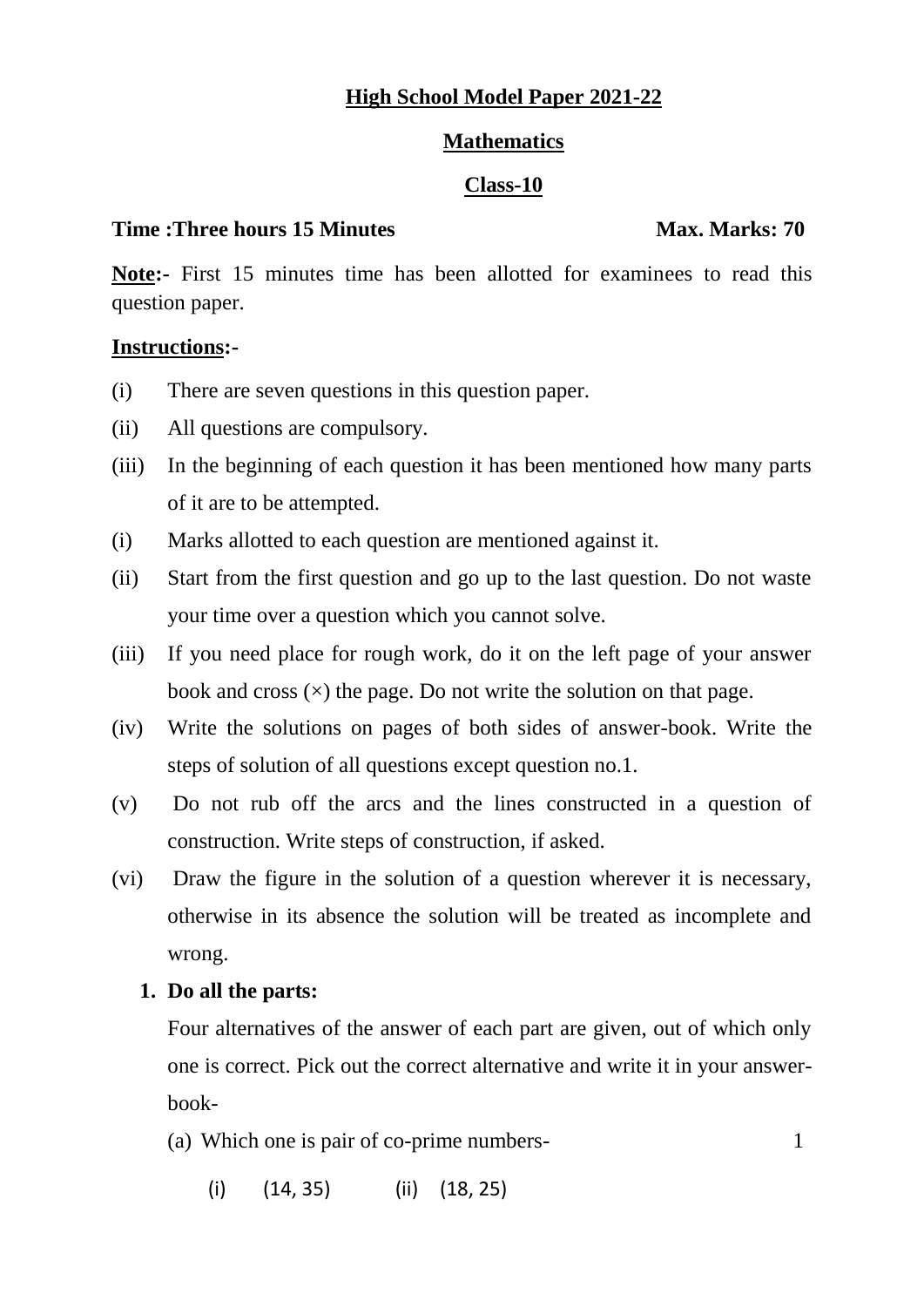# High School Model Paper 2021-22

## Mathematics

## Class-10

**Time :Three hours 15 Minutes** **Max. Marks: 70**

**Note:-** First 15 minutes time has been allotted for examinees to read this question paper.

**Instructions:-**

(i) There are seven questions in this question paper.

(ii) All questions are compulsory.

(iii) In the beginning of each question it has been mentioned how many parts of it are to be attempted.

(i) Marks allotted to each question are mentioned against it.

(ii) Start from the first question and go up to the last question. Do not waste your time over a question which you cannot solve.

(iii) If you need place for rough work, do it on the left page of your answer book and cross (×) the page. Do not write the solution on that page.

(iv) Write the solutions on pages of both sides of answer-book. Write the steps of solution of all questions except question no.1.

(v) Do not rub off the arcs and the lines constructed in a question of construction. Write steps of construction, if asked.

(vi) Draw the figure in the solution of a question wherever it is necessary, otherwise in its absence the solution will be treated as incomplete and wrong.

**1. Do all the parts:**

Four alternatives of the answer of each part are given, out of which only one is correct. Pick out the correct alternative and write it in your answer-book-

(a) Which one is pair of co-prime numbers- 1

(i) (14, 35) (ii) (18, 25)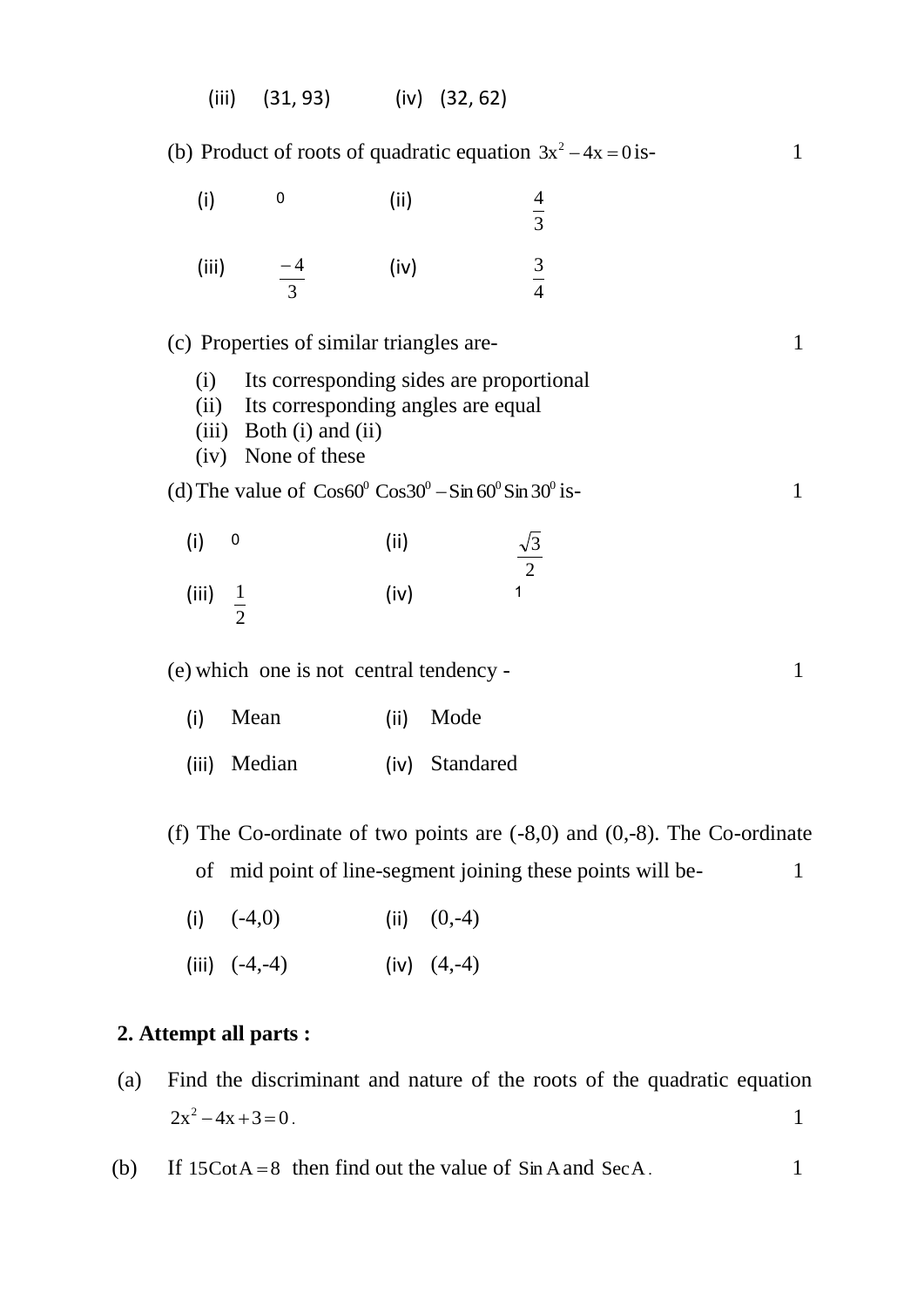(iii) (31, 93) (iv) (32, 62)

(b) Product of roots of quadratic equation $3x^2 - 4x = 0$ is- 1

(i) 0 (ii) $\frac{4}{3}$

(iii) $\frac{-4}{3}$ (iv) $\frac{3}{4}$

(c) Properties of similar triangles are- 1

(i) Its corresponding sides are proportional
(ii) Its corresponding angles are equal
(iii) Both (i) and (ii)
(iv) None of these

(d) The value of $\text{Cos}60^0\ \text{Cos}30^0 - \text{Sin}\,60^0\,\text{Sin}\,30^0$ is- 1

(i) 0 (ii) $\frac{\sqrt{3}}{2}$

(iii) $\frac{1}{2}$ (iv) 1

(e) which one is not central tendency - 1

(i) Mean (ii) Mode

(iii) Median (iv) Standared

(f) The Co-ordinate of two points are (-8,0) and (0,-8). The Co-ordinate of mid point of line-segment joining these points will be- 1

(i) (-4,0) (ii) (0,-4)

(iii) (-4,-4) (iv) (4,-4)

**2. Attempt all parts :**

(a) Find the discriminant and nature of the roots of the quadratic equation $2x^2 - 4x + 3 = 0$. 1

(b) If $15\text{Cot}\,A = 8$ then find out the value of $\text{Sin}\,A$ and $\text{Sec}\,A$. 1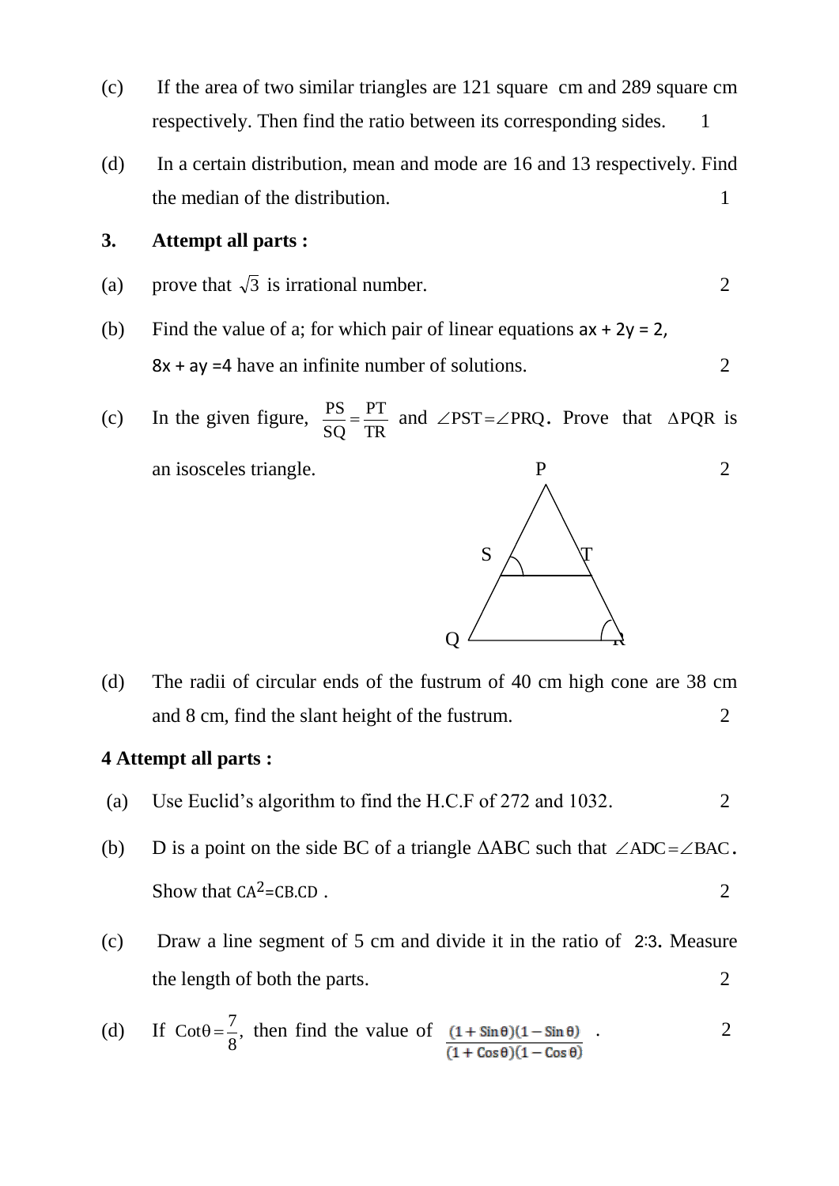(c) If the area of two similar triangles are 121 square cm and 289 square cm respectively. Then find the ratio between its corresponding sides. 1

(d) In a certain distribution, mean and mode are 16 and 13 respectively. Find the median of the distribution. 1

**3. Attempt all parts :**

(a) prove that $\sqrt{3}$ is irrational number. 2

(b) Find the value of a; for which pair of linear equations $ax + 2y = 2$, $8x + ay = 4$ have an infinite number of solutions. 2

(c) In the given figure, $\frac{PS}{SQ} = \frac{PT}{TR}$ and $\angle PST = \angle PRQ$. Prove that $\Delta PQR$ is an isosceles triangle. 2

P

S T

Q R

(d) The radii of circular ends of the fustrum of 40 cm high cone are 38 cm and 8 cm, find the slant height of the fustrum. 2

**4 Attempt all parts :**

(a) Use Euclid's algorithm to find the H.C.F of 272 and 1032. 2

(b) D is a point on the side BC of a triangle $\Delta ABC$ such that $\angle ADC = \angle BAC$. Show that $CA^2 = CB.CD$ . 2

(c) Draw a line segment of 5 cm and divide it in the ratio of 2:3. Measure the length of both the parts. 2

(d) If $\text{Cot}\theta = \frac{7}{8}$, then find the value of $\frac{(1 + \text{Sin}\,\theta)(1 - \text{Sin}\,\theta)}{(1 + \text{Cos}\,\theta)(1 - \text{Cos}\,\theta)}$ . 2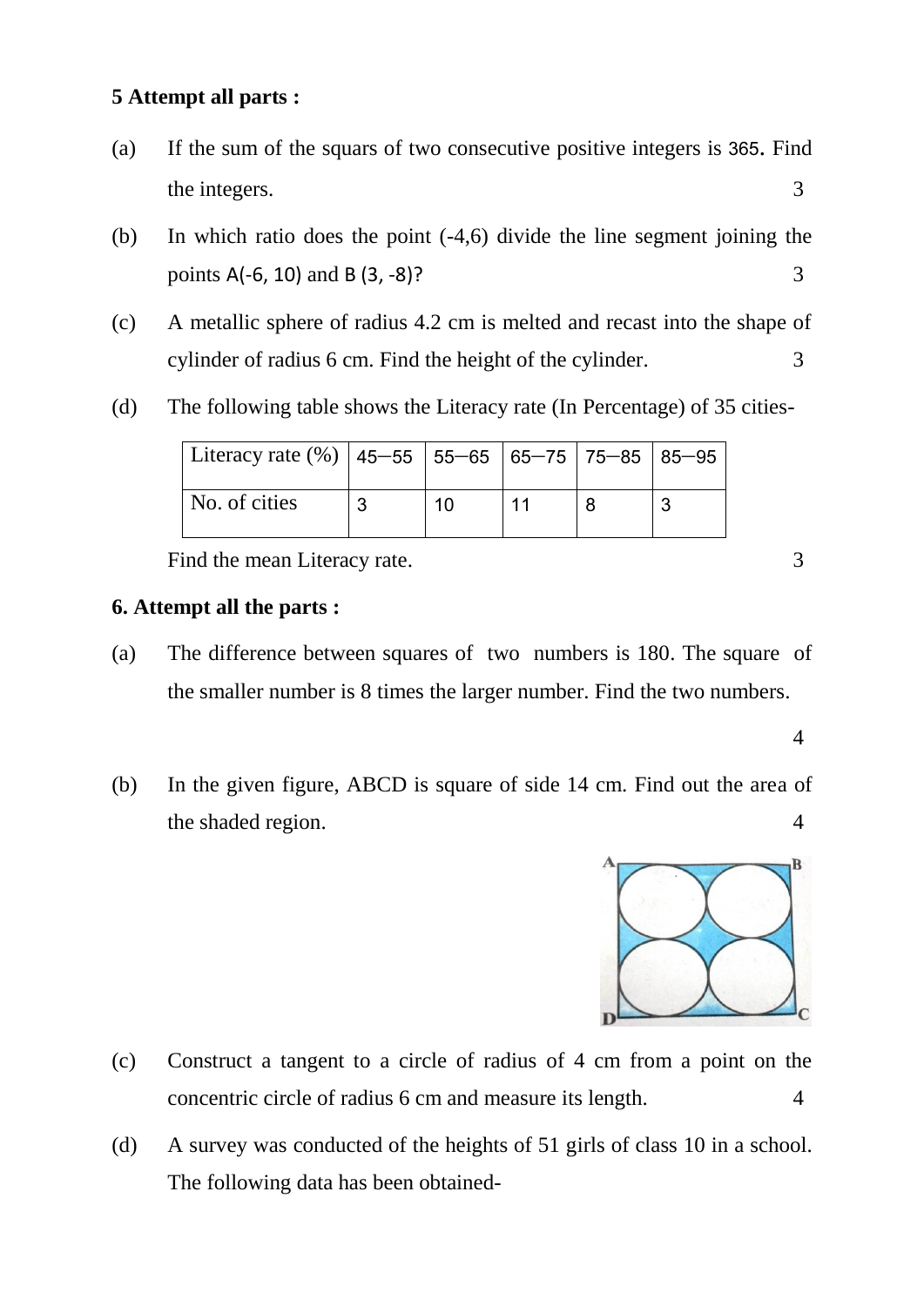**5 Attempt all parts :**

(a) If the sum of the squars of two consecutive positive integers is 365. Find the integers. 3

(b) In which ratio does the point (-4,6) divide the line segment joining the points A(-6, 10) and B (3, -8)? 3

(c) A metallic sphere of radius 4.2 cm is melted and recast into the shape of cylinder of radius 6 cm. Find the height of the cylinder. 3

(d) The following table shows the Literacy rate (In Percentage) of 35 cities-

| Literacy rate (%) | 45—55 | 55—65 | 65—75 | 75—85 | 85—95 |
|---|---|---|---|---|---|
| No. of cities | 3 | 10 | 11 | 8 | 3 |

Find the mean Literacy rate. 3

**6. Attempt all the parts :**

(a) The difference between squares of two numbers is 180. The square of the smaller number is 8 times the larger number. Find the two numbers.

4

(b) In the given figure, ABCD is square of side 14 cm. Find out the area of the shaded region. 4

(c) Construct a tangent to a circle of radius of 4 cm from a point on the concentric circle of radius 6 cm and measure its length. 4

(d) A survey was conducted of the heights of 51 girls of class 10 in a school. The following data has been obtained-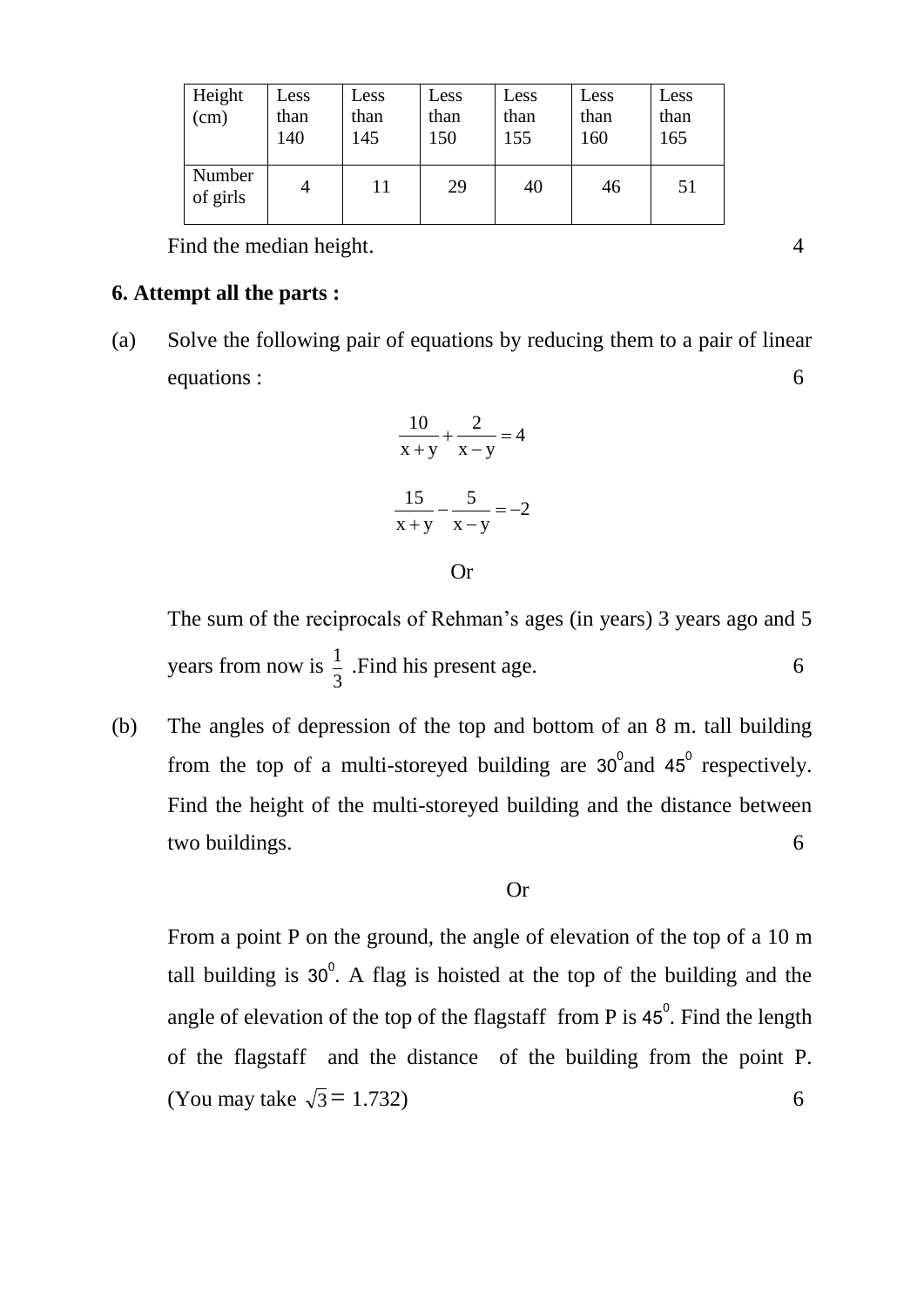| Height (cm) | Less than 140 | Less than 145 | Less than 150 | Less than 155 | Less than 160 | Less than 165 |
|---|---|---|---|---|---|---|
| Number of girls | 4 | 11 | 29 | 40 | 46 | 51 |

Find the median height. 4

**6. Attempt all the parts :**

(a) Solve the following pair of equations by reducing them to a pair of linear equations : 6

$$\frac{10}{x+y}+\frac{2}{x-y}=4$$

$$\frac{15}{x+y}-\frac{5}{x-y}=-2$$

Or

The sum of the reciprocals of Rehman's ages (in years) 3 years ago and 5 years from now is $\frac{1}{3}$ .Find his present age. 6

(b) The angles of depression of the top and bottom of an 8 m. tall building from the top of a multi-storeyed building are $30^0$ and $45^0$ respectively. Find the height of the multi-storeyed building and the distance between two buildings. 6

Or

From a point P on the ground, the angle of elevation of the top of a 10 m tall building is $30^0$. A flag is hoisted at the top of the building and the angle of elevation of the top of the flagstaff from P is $45^0$. Find the length of the flagstaff and the distance of the building from the point P. (You may take $\sqrt{3}$ = 1.732) 6